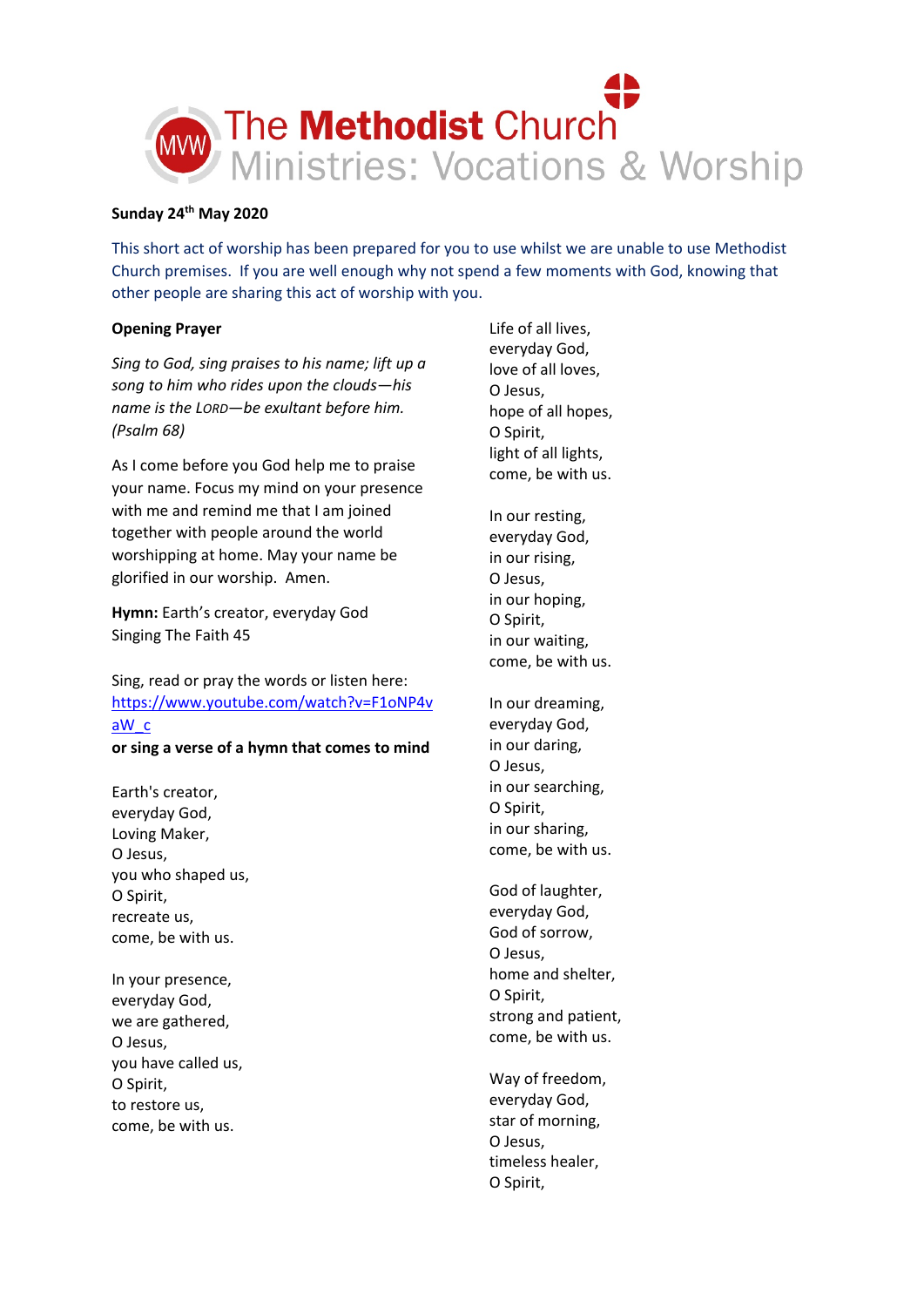# The Methodist Church
## Ministries: Vocations & Worship

**Sunday 24th May 2020**

This short act of worship has been prepared for you to use whilst we are unable to use Methodist Church premises. If you are well enough why not spend a few moments with God, knowing that other people are sharing this act of worship with you.

**Opening Prayer**

*Sing to God, sing praises to his name; lift up a song to him who rides upon the clouds—his name is the LORD—be exultant before him. (Psalm 68)*

As I come before you God help me to praise your name. Focus my mind on your presence with me and remind me that I am joined together with people around the world worshipping at home. May your name be glorified in our worship. Amen.

**Hymn:** Earth's creator, everyday God
Singing The Faith 45

Sing, read or pray the words or listen here:
https://www.youtube.com/watch?v=F1oNP4vaW_c
**or sing a verse of a hymn that comes to mind**

Earth's creator,
everyday God,
Loving Maker,
O Jesus,
you who shaped us,
O Spirit,
recreate us,
come, be with us.

In your presence,
everyday God,
we are gathered,
O Jesus,
you have called us,
O Spirit,
to restore us,
come, be with us.

Life of all lives,
everyday God,
love of all loves,
O Jesus,
hope of all hopes,
O Spirit,
light of all lights,
come, be with us.

In our resting,
everyday God,
in our rising,
O Jesus,
in our hoping,
O Spirit,
in our waiting,
come, be with us.

In our dreaming,
everyday God,
in our daring,
O Jesus,
in our searching,
O Spirit,
in our sharing,
come, be with us.

God of laughter,
everyday God,
God of sorrow,
O Jesus,
home and shelter,
O Spirit,
strong and patient,
come, be with us.

Way of freedom,
everyday God,
star of morning,
O Jesus,
timeless healer,
O Spirit,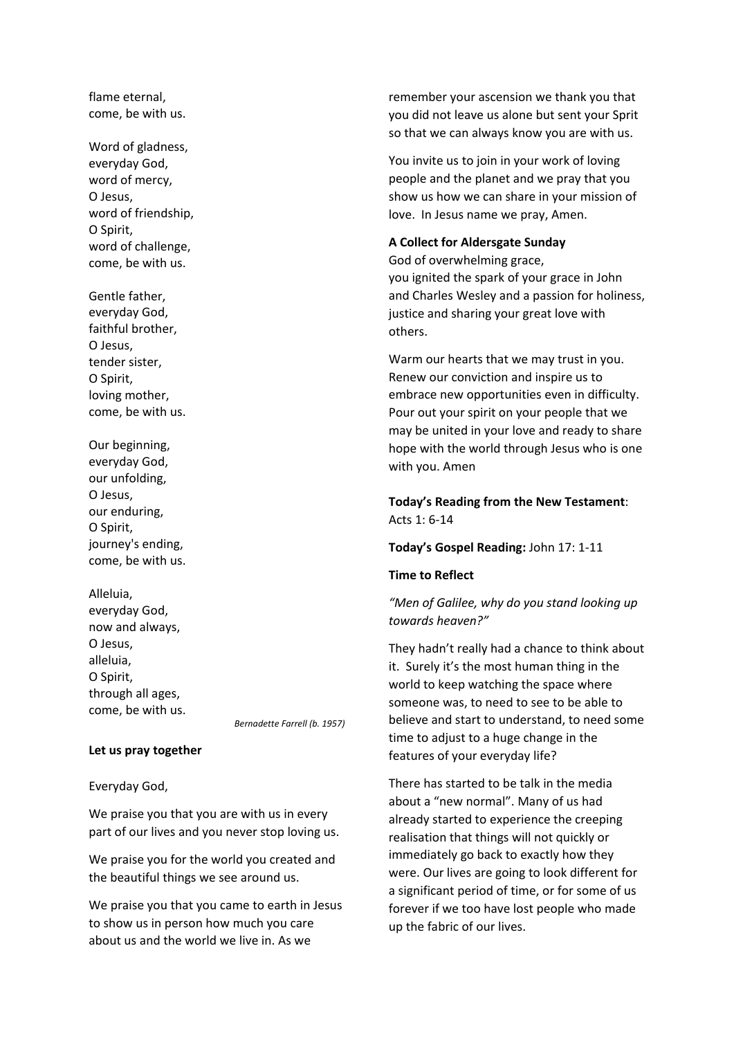flame eternal,
come, be with us.

Word of gladness,
everyday God,
word of mercy,
O Jesus,
word of friendship,
O Spirit,
word of challenge,
come, be with us.

Gentle father,
everyday God,
faithful brother,
O Jesus,
tender sister,
O Spirit,
loving mother,
come, be with us.

Our beginning,
everyday God,
our unfolding,
O Jesus,
our enduring,
O Spirit,
journey's ending,
come, be with us.

Alleluia,
everyday God,
now and always,
O Jesus,
alleluia,
O Spirit,
through all ages,
come, be with us.

*Bernadette Farrell (b. 1957)*

**Let us pray together**

Everyday God,

We praise you that you are with us in every part of our lives and you never stop loving us.

We praise you for the world you created and the beautiful things we see around us.

We praise you that you came to earth in Jesus to show us in person how much you care about us and the world we live in. As we remember your ascension we thank you that you did not leave us alone but sent your Sprit so that we can always know you are with us.

You invite us to join in your work of loving people and the planet and we pray that you show us how we can share in your mission of love. In Jesus name we pray, Amen.

**A Collect for Aldersgate Sunday**

God of overwhelming grace,
you ignited the spark of your grace in John and Charles Wesley and a passion for holiness, justice and sharing your great love with others.

Warm our hearts that we may trust in you. Renew our conviction and inspire us to embrace new opportunities even in difficulty. Pour out your spirit on your people that we may be united in your love and ready to share hope with the world through Jesus who is one with you. Amen

**Today's Reading from the New Testament**: Acts 1: 6-14

**Today's Gospel Reading:** John 17: 1-11

**Time to Reflect**

*"Men of Galilee, why do you stand looking up towards heaven?"*

They hadn't really had a chance to think about it. Surely it's the most human thing in the world to keep watching the space where someone was, to need to see to be able to believe and start to understand, to need some time to adjust to a huge change in the features of your everyday life?

There has started to be talk in the media about a "new normal". Many of us had already started to experience the creeping realisation that things will not quickly or immediately go back to exactly how they were. Our lives are going to look different for a significant period of time, or for some of us forever if we too have lost people who made up the fabric of our lives.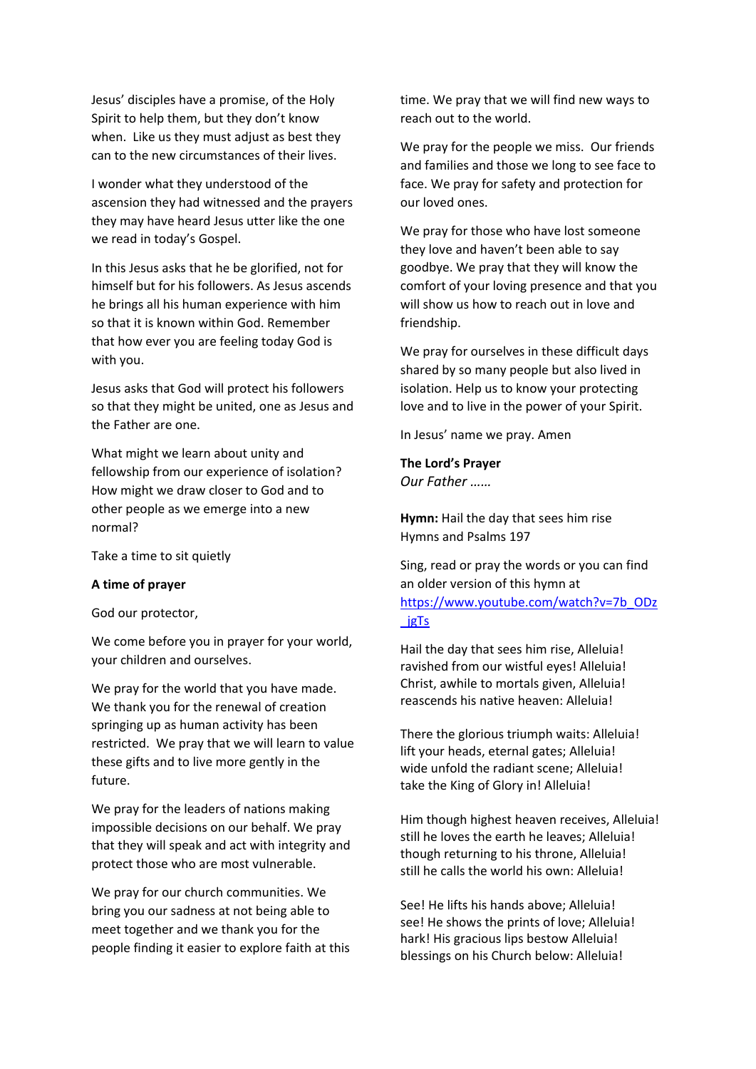Jesus' disciples have a promise, of the Holy Spirit to help them, but they don't know when. Like us they must adjust as best they can to the new circumstances of their lives.

I wonder what they understood of the ascension they had witnessed and the prayers they may have heard Jesus utter like the one we read in today's Gospel.

In this Jesus asks that he be glorified, not for himself but for his followers. As Jesus ascends he brings all his human experience with him so that it is known within God. Remember that how ever you are feeling today God is with you.

Jesus asks that God will protect his followers so that they might be united, one as Jesus and the Father are one.

What might we learn about unity and fellowship from our experience of isolation? How might we draw closer to God and to other people as we emerge into a new normal?

Take a time to sit quietly

**A time of prayer**

God our protector,

We come before you in prayer for your world, your children and ourselves.

We pray for the world that you have made. We thank you for the renewal of creation springing up as human activity has been restricted. We pray that we will learn to value these gifts and to live more gently in the future.

We pray for the leaders of nations making impossible decisions on our behalf. We pray that they will speak and act with integrity and protect those who are most vulnerable.

We pray for our church communities. We bring you our sadness at not being able to meet together and we thank you for the people finding it easier to explore faith at this time. We pray that we will find new ways to reach out to the world.

We pray for the people we miss. Our friends and families and those we long to see face to face. We pray for safety and protection for our loved ones.

We pray for those who have lost someone they love and haven't been able to say goodbye. We pray that they will know the comfort of your loving presence and that you will show us how to reach out in love and friendship.

We pray for ourselves in these difficult days shared by so many people but also lived in isolation. Help us to know your protecting love and to live in the power of your Spirit.

In Jesus' name we pray. Amen

**The Lord's Prayer**
*Our Father ……*

**Hymn:** Hail the day that sees him rise
Hymns and Psalms 197

Sing, read or pray the words or you can find an older version of this hymn at [https://www.youtube.com/watch?v=7b_ODz_jgTs](https://www.youtube.com/watch?v=7b_ODz_jgTs)

Hail the day that sees him rise, Alleluia!
ravished from our wistful eyes! Alleluia!
Christ, awhile to mortals given, Alleluia!
reascends his native heaven: Alleluia!

There the glorious triumph waits: Alleluia!
lift your heads, eternal gates; Alleluia!
wide unfold the radiant scene; Alleluia!
take the King of Glory in! Alleluia!

Him though highest heaven receives, Alleluia!
still he loves the earth he leaves; Alleluia!
though returning to his throne, Alleluia!
still he calls the world his own: Alleluia!

See! He lifts his hands above; Alleluia!
see! He shows the prints of love; Alleluia!
hark! His gracious lips bestow Alleluia!
blessings on his Church below: Alleluia!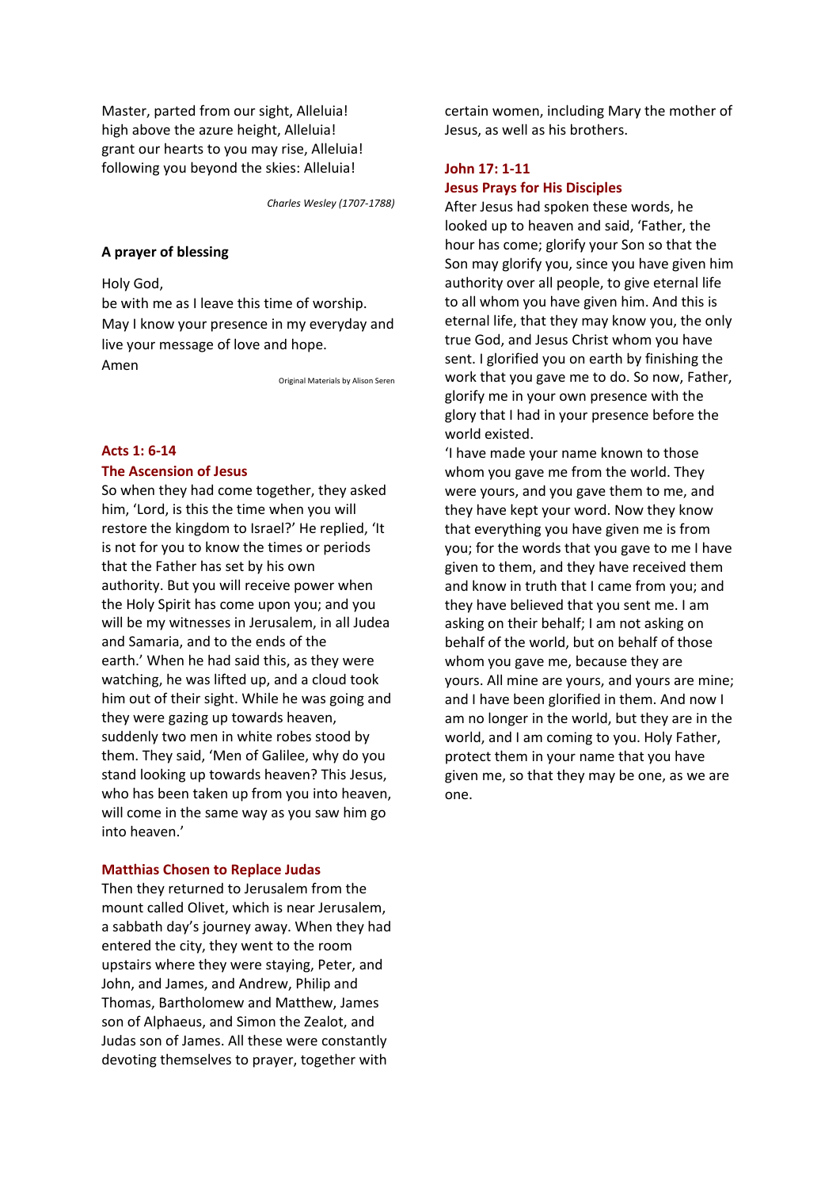Master, parted from our sight, Alleluia!
high above the azure height, Alleluia!
grant our hearts to you may rise, Alleluia!
following you beyond the skies: Alleluia!

*Charles Wesley (1707-1788)*

**A prayer of blessing**

Holy God,
be with me as I leave this time of worship.
May I know your presence in my everyday and live your message of love and hope.
Amen

Original Materials by Alison Seren

### Acts 1: 6-14

### The Ascension of Jesus

So when they had come together, they asked him, 'Lord, is this the time when you will restore the kingdom to Israel?' He replied, 'It is not for you to know the times or periods that the Father has set by his own authority. But you will receive power when the Holy Spirit has come upon you; and you will be my witnesses in Jerusalem, in all Judea and Samaria, and to the ends of the earth.' When he had said this, as they were watching, he was lifted up, and a cloud took him out of their sight. While he was going and they were gazing up towards heaven, suddenly two men in white robes stood by them. They said, 'Men of Galilee, why do you stand looking up towards heaven? This Jesus, who has been taken up from you into heaven, will come in the same way as you saw him go into heaven.'

### Matthias Chosen to Replace Judas

Then they returned to Jerusalem from the mount called Olivet, which is near Jerusalem, a sabbath day's journey away. When they had entered the city, they went to the room upstairs where they were staying, Peter, and John, and James, and Andrew, Philip and Thomas, Bartholomew and Matthew, James son of Alphaeus, and Simon the Zealot, and Judas son of James. All these were constantly devoting themselves to prayer, together with certain women, including Mary the mother of Jesus, as well as his brothers.

### John 17: 1-11

### Jesus Prays for His Disciples

After Jesus had spoken these words, he looked up to heaven and said, 'Father, the hour has come; glorify your Son so that the Son may glorify you, since you have given him authority over all people, to give eternal life to all whom you have given him. And this is eternal life, that they may know you, the only true God, and Jesus Christ whom you have sent. I glorified you on earth by finishing the work that you gave me to do. So now, Father, glorify me in your own presence with the glory that I had in your presence before the world existed.

'I have made your name known to those whom you gave me from the world. They were yours, and you gave them to me, and they have kept your word. Now they know that everything you have given me is from you; for the words that you gave to me I have given to them, and they have received them and know in truth that I came from you; and they have believed that you sent me. I am asking on their behalf; I am not asking on behalf of the world, but on behalf of those whom you gave me, because they are yours. All mine are yours, and yours are mine; and I have been glorified in them. And now I am no longer in the world, but they are in the world, and I am coming to you. Holy Father, protect them in your name that you have given me, so that they may be one, as we are one.